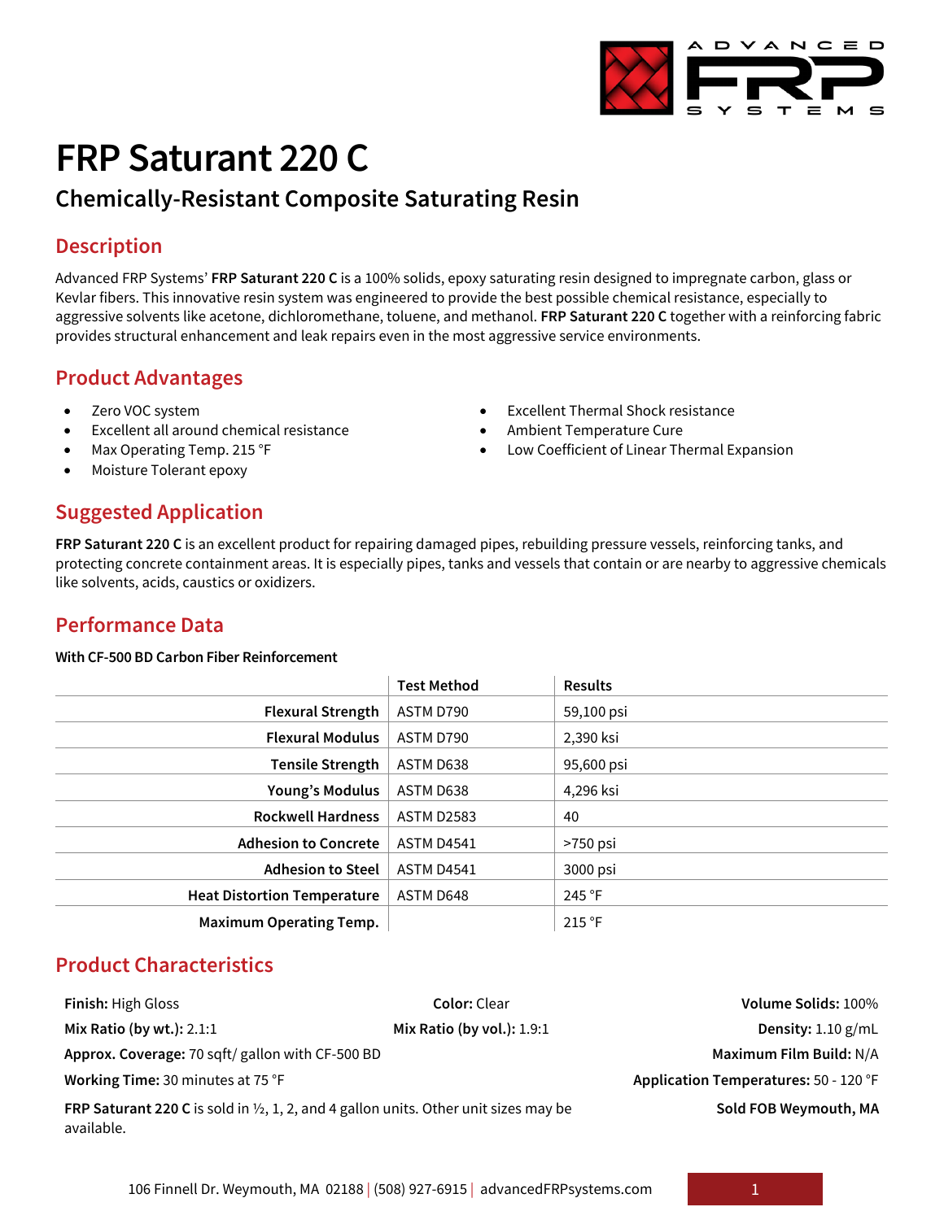# FRP Saturant 220 C

## Chemically-Resistant Composite Saturating Resin

## Description

Advanced FRP Systems' **FRP Saturant 220 C** is a 100% solids, epoxy saturating resin designed to impregnate carbon, glass or Kevlar fibers. This innovative resin system was engineered to provide the best possible chemical resistance, especially to aggressive solvents like acetone, dichloromethane, toluene, and methanol. **FRP Saturant 220 C** together with a reinforcing fabric provides structural enhancement and leak repairs even in the most aggressive service environments.

## Product Advantages

- Zero VOC system
- Excellent all around chemical resistance
- Max Operating Temp. 215 °F
- Moisture Tolerant epoxy
- Excellent Thermal Shock resistance
- Ambient Temperature Cure
- Low Coefficient of Linear Thermal Expansion

## Suggested Application

**FRP Saturant 220 C** is an excellent product for repairing damaged pipes, rebuilding pressure vessels, reinforcing tanks, and protecting concrete containment areas. It is especially pipes, tanks and vessels that contain or are nearby to aggressive chemicals like solvents, acids, caustics or oxidizers.

## Performance Data

**With CF-500 BD Carbon Fiber Reinforcement**

| | Test Method | Results |
|---|---|---|
| **Flexural Strength** | ASTM D790 | 59,100 psi |
| **Flexural Modulus** | ASTM D790 | 2,390 ksi |
| **Tensile Strength** | ASTM D638 | 95,600 psi |
| **Young's Modulus** | ASTM D638 | 4,296 ksi |
| **Rockwell Hardness** | ASTM D2583 | 40 |
| **Adhesion to Concrete** | ASTM D4541 | >750 psi |
| **Adhesion to Steel** | ASTM D4541 | 3000 psi |
| **Heat Distortion Temperature** | ASTM D648 | 245 °F |
| **Maximum Operating Temp.** | | 215 °F |

## Product Characteristics

**Finish:** High Gloss

**Color:** Clear

**Volume Solids:** 100%

**Mix Ratio (by wt.):** 2.1:1

**Mix Ratio (by vol.):** 1.9:1

**Density:** 1.10 g/mL

**Approx. Coverage:** 70 sqft/ gallon with CF-500 BD

**Maximum Film Build:** N/A

**Working Time:** 30 minutes at 75 °F

**Application Temperatures:** 50 - 120 °F

**FRP Saturant 220 C** is sold in ½, 1, 2, and 4 gallon units. Other unit sizes may be available.

**Sold FOB Weymouth, MA**

106 Finnell Dr. Weymouth, MA 02188 | (508) 927-6915 | advancedFRPsystems.com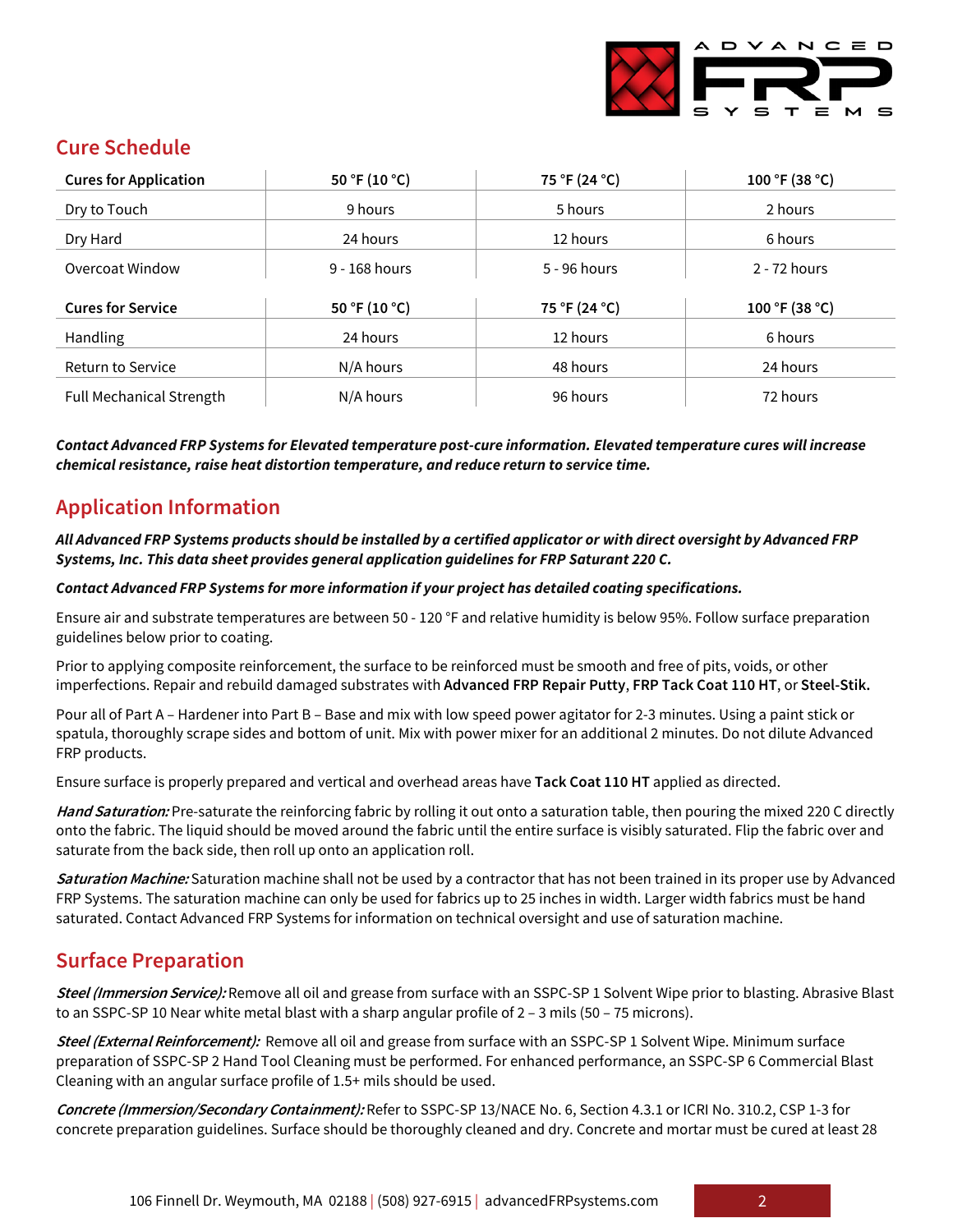## Cure Schedule

| Cures for Application | 50 °F (10 °C) | 75 °F (24 °C) | 100 °F (38 °C) |
|---|---|---|---|
| Dry to Touch | 9 hours | 5 hours | 2 hours |
| Dry Hard | 24 hours | 12 hours | 6 hours |
| Overcoat Window | 9 - 168 hours | 5 - 96 hours | 2 - 72 hours |
| **Cures for Service** | **50 °F (10 °C)** | **75 °F (24 °C)** | **100 °F (38 °C)** |
| Handling | 24 hours | 12 hours | 6 hours |
| Return to Service | N/A hours | 48 hours | 24 hours |
| Full Mechanical Strength | N/A hours | 96 hours | 72 hours |

***Contact Advanced FRP Systems for Elevated temperature post-cure information. Elevated temperature cures will increase chemical resistance, raise heat distortion temperature, and reduce return to service time.***

## Application Information

***All Advanced FRP Systems products should be installed by a certified applicator or with direct oversight by Advanced FRP Systems, Inc. This data sheet provides general application guidelines for FRP Saturant 220 C.***

***Contact Advanced FRP Systems for more information if your project has detailed coating specifications.***

Ensure air and substrate temperatures are between 50 - 120 °F and relative humidity is below 95%. Follow surface preparation guidelines below prior to coating.

Prior to applying composite reinforcement, the surface to be reinforced must be smooth and free of pits, voids, or other imperfections. Repair and rebuild damaged substrates with **Advanced FRP Repair Putty**, **FRP Tack Coat 110 HT**, or **Steel-Stik.**

Pour all of Part A – Hardener into Part B – Base and mix with low speed power agitator for 2-3 minutes. Using a paint stick or spatula, thoroughly scrape sides and bottom of unit. Mix with power mixer for an additional 2 minutes. Do not dilute Advanced FRP products.

Ensure surface is properly prepared and vertical and overhead areas have **Tack Coat 110 HT** applied as directed.

***Hand Saturation:*** Pre-saturate the reinforcing fabric by rolling it out onto a saturation table, then pouring the mixed 220 C directly onto the fabric. The liquid should be moved around the fabric until the entire surface is visibly saturated. Flip the fabric over and saturate from the back side, then roll up onto an application roll.

***Saturation Machine:*** Saturation machine shall not be used by a contractor that has not been trained in its proper use by Advanced FRP Systems. The saturation machine can only be used for fabrics up to 25 inches in width. Larger width fabrics must be hand saturated. Contact Advanced FRP Systems for information on technical oversight and use of saturation machine.

## Surface Preparation

***Steel (Immersion Service):*** Remove all oil and grease from surface with an SSPC-SP 1 Solvent Wipe prior to blasting. Abrasive Blast to an SSPC-SP 10 Near white metal blast with a sharp angular profile of 2 – 3 mils (50 – 75 microns).

***Steel (External Reinforcement):*** Remove all oil and grease from surface with an SSPC-SP 1 Solvent Wipe. Minimum surface preparation of SSPC-SP 2 Hand Tool Cleaning must be performed. For enhanced performance, an SSPC-SP 6 Commercial Blast Cleaning with an angular surface profile of 1.5+ mils should be used.

***Concrete (Immersion/Secondary Containment):*** Refer to SSPC-SP 13/NACE No. 6, Section 4.3.1 or ICRI No. 310.2, CSP 1-3 for concrete preparation guidelines. Surface should be thoroughly cleaned and dry. Concrete and mortar must be cured at least 28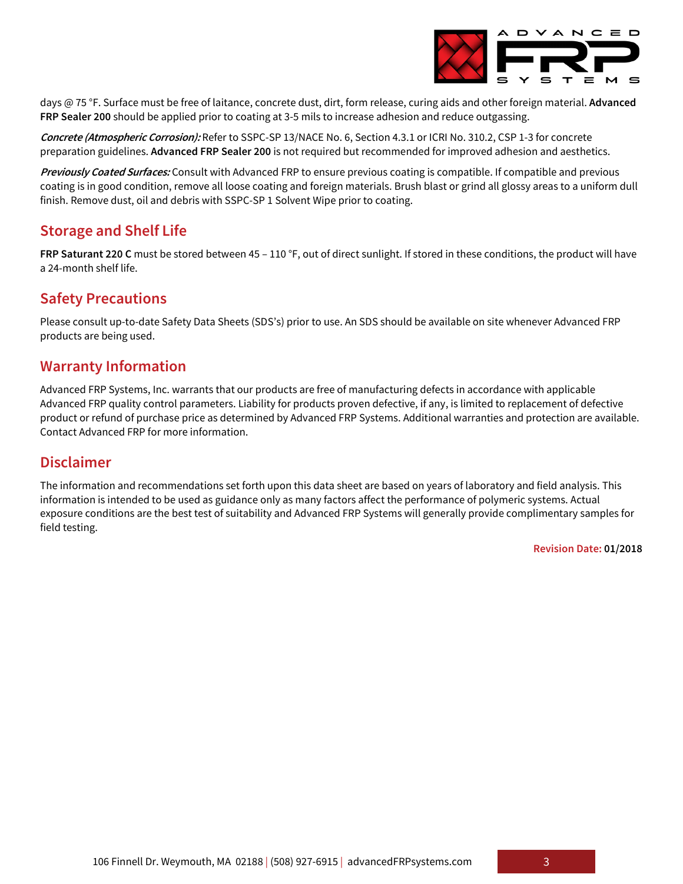days @ 75 °F. Surface must be free of laitance, concrete dust, dirt, form release, curing aids and other foreign material. **Advanced FRP Sealer 200** should be applied prior to coating at 3-5 mils to increase adhesion and reduce outgassing.

***Concrete (Atmospheric Corrosion):*** Refer to SSPC-SP 13/NACE No. 6, Section 4.3.1 or ICRI No. 310.2, CSP 1-3 for concrete preparation guidelines. **Advanced FRP Sealer 200** is not required but recommended for improved adhesion and aesthetics.

***Previously Coated Surfaces:*** Consult with Advanced FRP to ensure previous coating is compatible. If compatible and previous coating is in good condition, remove all loose coating and foreign materials. Brush blast or grind all glossy areas to a uniform dull finish. Remove dust, oil and debris with SSPC-SP 1 Solvent Wipe prior to coating.

## Storage and Shelf Life

**FRP Saturant 220 C** must be stored between 45 – 110 °F, out of direct sunlight. If stored in these conditions, the product will have a 24-month shelf life.

## Safety Precautions

Please consult up-to-date Safety Data Sheets (SDS's) prior to use. An SDS should be available on site whenever Advanced FRP products are being used.

## Warranty Information

Advanced FRP Systems, Inc. warrants that our products are free of manufacturing defects in accordance with applicable Advanced FRP quality control parameters. Liability for products proven defective, if any, is limited to replacement of defective product or refund of purchase price as determined by Advanced FRP Systems. Additional warranties and protection are available. Contact Advanced FRP for more information.

## Disclaimer

The information and recommendations set forth upon this data sheet are based on years of laboratory and field analysis. This information is intended to be used as guidance only as many factors affect the performance of polymeric systems. Actual exposure conditions are the best test of suitability and Advanced FRP Systems will generally provide complimentary samples for field testing.

**Revision Date: 01/2018**